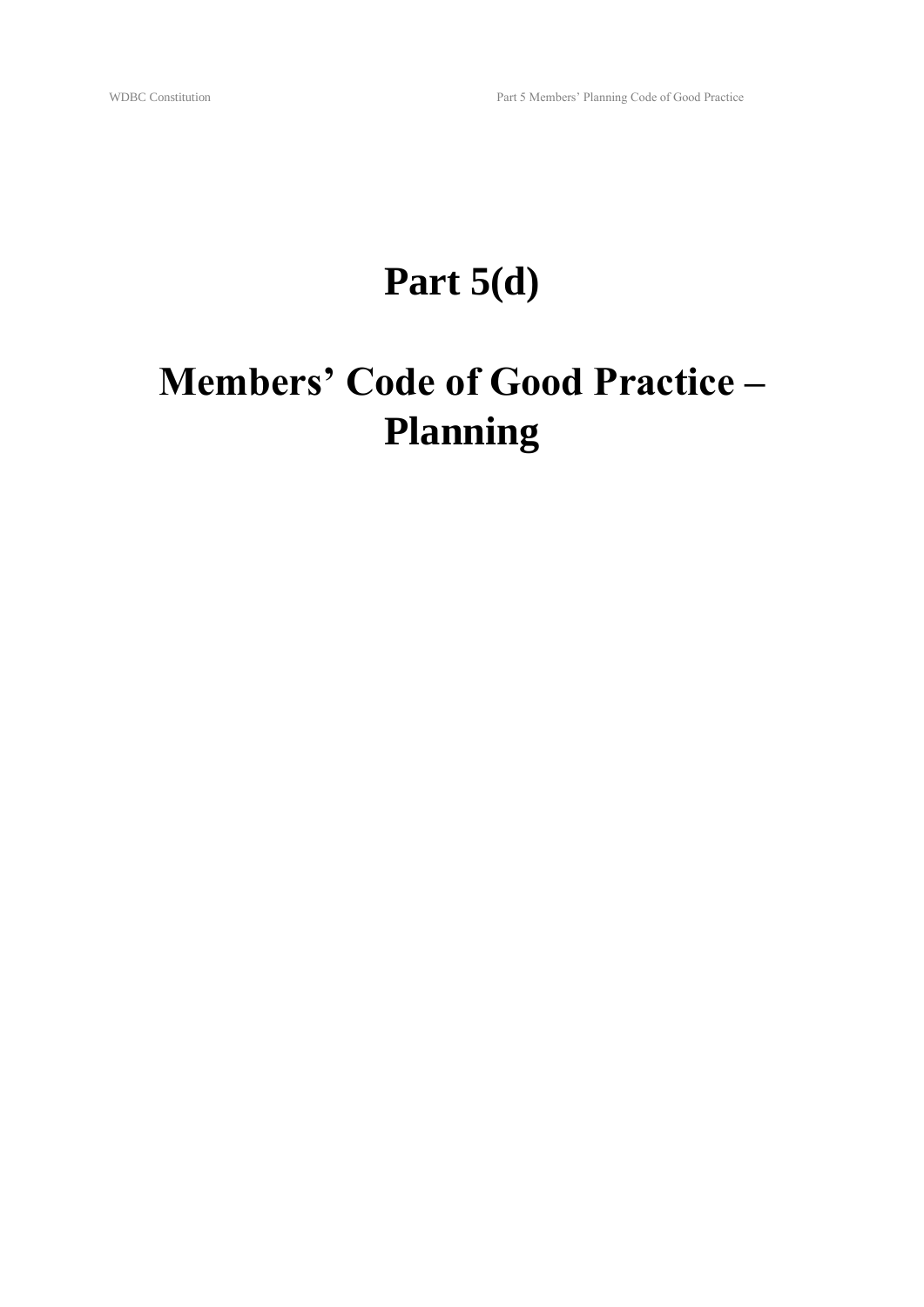# Part 5(d)

# Members' Code of Good Practice – Planning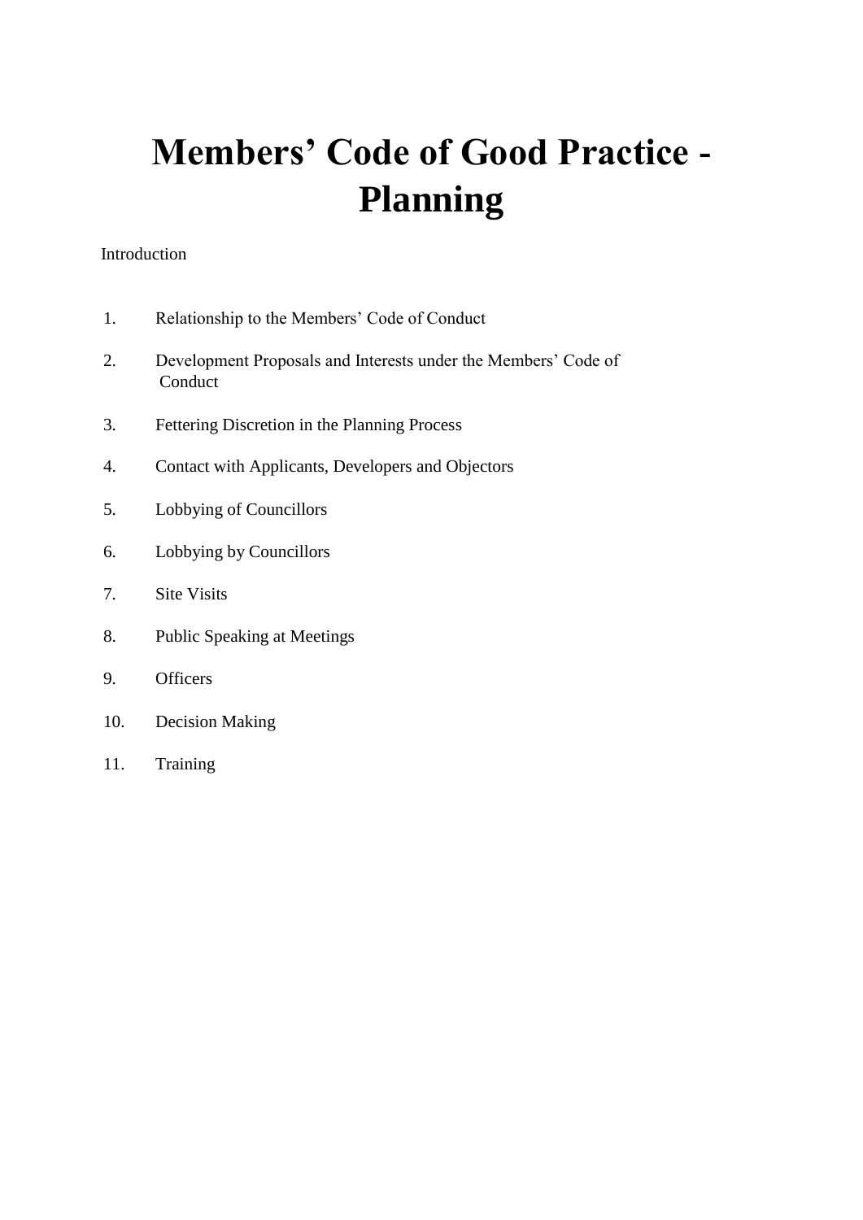# Members' Code of Good Practice - Planning

Introduction

1. Relationship to the Members' Code of Conduct
2. Development Proposals and Interests under the Members' Code of Conduct
3. Fettering Discretion in the Planning Process
4. Contact with Applicants, Developers and Objectors
5. Lobbying of Councillors
6. Lobbying by Councillors
7. Site Visits
8. Public Speaking at Meetings
9. Officers
10. Decision Making
11. Training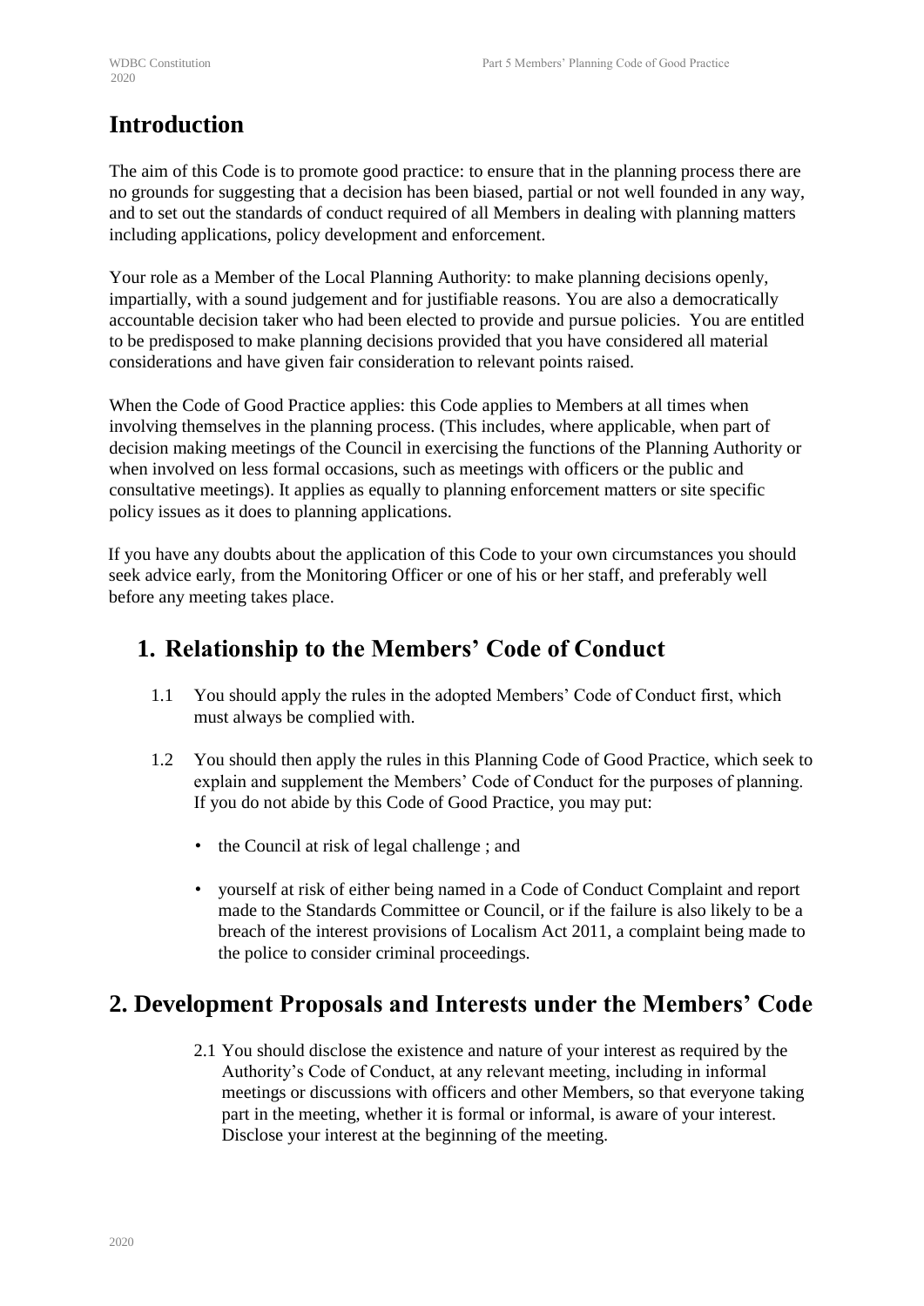# Introduction

The aim of this Code is to promote good practice: to ensure that in the planning process there are no grounds for suggesting that a decision has been biased, partial or not well founded in any way, and to set out the standards of conduct required of all Members in dealing with planning matters including applications, policy development and enforcement.

Your role as a Member of the Local Planning Authority: to make planning decisions openly, impartially, with a sound judgement and for justifiable reasons. You are also a democratically accountable decision taker who had been elected to provide and pursue policies. You are entitled to be predisposed to make planning decisions provided that you have considered all material considerations and have given fair consideration to relevant points raised.

When the Code of Good Practice applies: this Code applies to Members at all times when involving themselves in the planning process. (This includes, where applicable, when part of decision making meetings of the Council in exercising the functions of the Planning Authority or when involved on less formal occasions, such as meetings with officers or the public and consultative meetings). It applies as equally to planning enforcement matters or site specific policy issues as it does to planning applications.

If you have any doubts about the application of this Code to your own circumstances you should seek advice early, from the Monitoring Officer or one of his or her staff, and preferably well before any meeting takes place.

## 1. Relationship to the Members' Code of Conduct

1.1 You should apply the rules in the adopted Members' Code of Conduct first, which must always be complied with.

1.2 You should then apply the rules in this Planning Code of Good Practice, which seek to explain and supplement the Members' Code of Conduct for the purposes of planning. If you do not abide by this Code of Good Practice, you may put:

- the Council at risk of legal challenge ; and
- yourself at risk of either being named in a Code of Conduct Complaint and report made to the Standards Committee or Council, or if the failure is also likely to be a breach of the interest provisions of Localism Act 2011, a complaint being made to the police to consider criminal proceedings.

## 2. Development Proposals and Interests under the Members' Code

2.1 You should disclose the existence and nature of your interest as required by the Authority's Code of Conduct, at any relevant meeting, including in informal meetings or discussions with officers and other Members, so that everyone taking part in the meeting, whether it is formal or informal, is aware of your interest. Disclose your interest at the beginning of the meeting.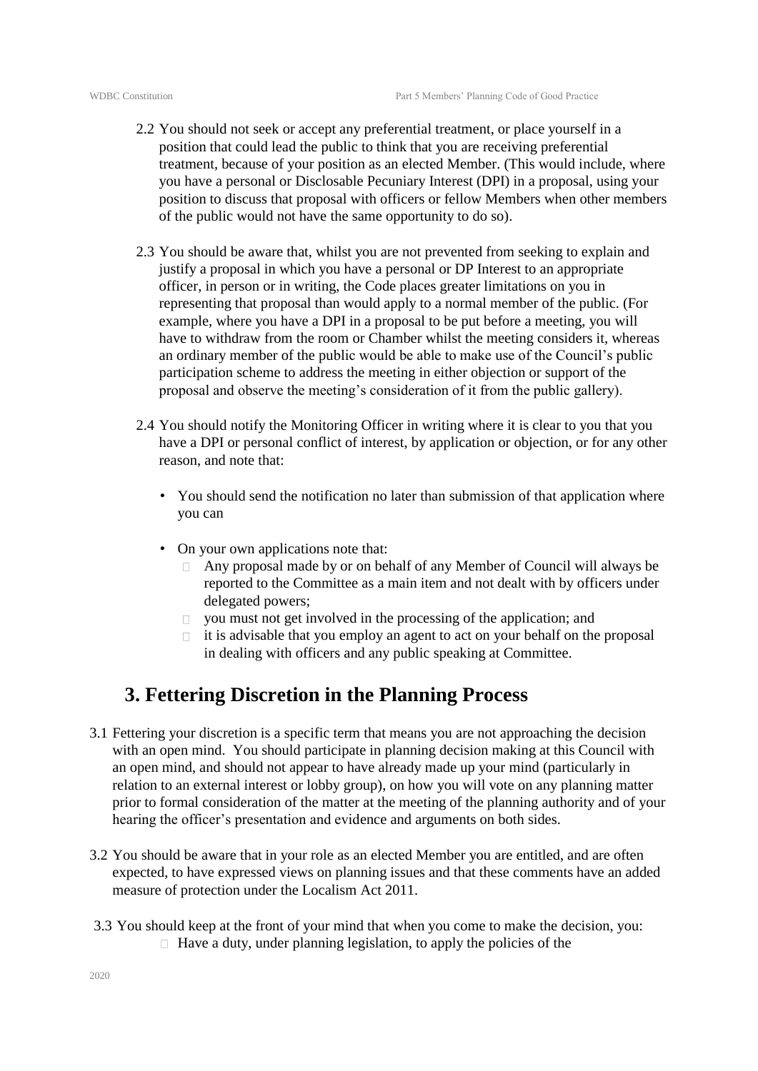2.2 You should not seek or accept any preferential treatment, or place yourself in a position that could lead the public to think that you are receiving preferential treatment, because of your position as an elected Member. (This would include, where you have a personal or Disclosable Pecuniary Interest (DPI) in a proposal, using your position to discuss that proposal with officers or fellow Members when other members of the public would not have the same opportunity to do so).

2.3 You should be aware that, whilst you are not prevented from seeking to explain and justify a proposal in which you have a personal or DP Interest to an appropriate officer, in person or in writing, the Code places greater limitations on you in representing that proposal than would apply to a normal member of the public. (For example, where you have a DPI in a proposal to be put before a meeting, you will have to withdraw from the room or Chamber whilst the meeting considers it, whereas an ordinary member of the public would be able to make use of the Council's public participation scheme to address the meeting in either objection or support of the proposal and observe the meeting's consideration of it from the public gallery).

2.4 You should notify the Monitoring Officer in writing where it is clear to you that you have a DPI or personal conflict of interest, by application or objection, or for any other reason, and note that:

- You should send the notification no later than submission of that application where you can
- On your own applications note that:
  - Any proposal made by or on behalf of any Member of Council will always be reported to the Committee as a main item and not dealt with by officers under delegated powers;
  - you must not get involved in the processing of the application; and
  - it is advisable that you employ an agent to act on your behalf on the proposal in dealing with officers and any public speaking at Committee.

## 3. Fettering Discretion in the Planning Process

3.1 Fettering your discretion is a specific term that means you are not approaching the decision with an open mind. You should participate in planning decision making at this Council with an open mind, and should not appear to have already made up your mind (particularly in relation to an external interest or lobby group), on how you will vote on any planning matter prior to formal consideration of the matter at the meeting of the planning authority and of your hearing the officer's presentation and evidence and arguments on both sides.

3.2 You should be aware that in your role as an elected Member you are entitled, and are often expected, to have expressed views on planning issues and that these comments have an added measure of protection under the Localism Act 2011.

3.3 You should keep at the front of your mind that when you come to make the decision, you:

- Have a duty, under planning legislation, to apply the policies of the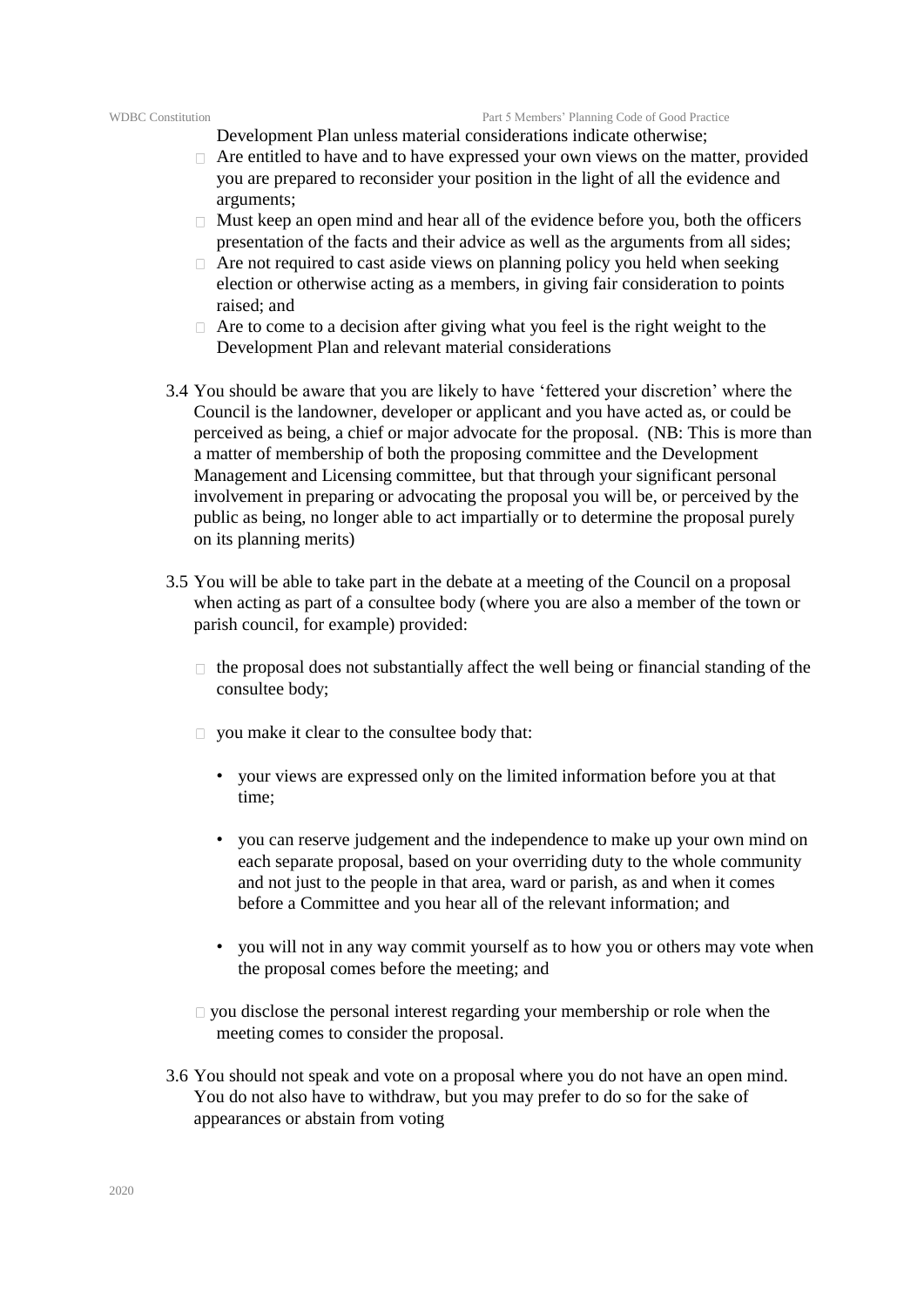Development Plan unless material considerations indicate otherwise;

- Are entitled to have and to have expressed your own views on the matter, provided you are prepared to reconsider your position in the light of all the evidence and arguments;
- Must keep an open mind and hear all of the evidence before you, both the officers presentation of the facts and their advice as well as the arguments from all sides;
- Are not required to cast aside views on planning policy you held when seeking election or otherwise acting as a members, in giving fair consideration to points raised; and
- Are to come to a decision after giving what you feel is the right weight to the Development Plan and relevant material considerations

3.4 You should be aware that you are likely to have 'fettered your discretion' where the Council is the landowner, developer or applicant and you have acted as, or could be perceived as being, a chief or major advocate for the proposal. (NB: This is more than a matter of membership of both the proposing committee and the Development Management and Licensing committee, but that through your significant personal involvement in preparing or advocating the proposal you will be, or perceived by the public as being, no longer able to act impartially or to determine the proposal purely on its planning merits)

3.5 You will be able to take part in the debate at a meeting of the Council on a proposal when acting as part of a consultee body (where you are also a member of the town or parish council, for example) provided:

- the proposal does not substantially affect the well being or financial standing of the consultee body;
- you make it clear to the consultee body that:
  - your views are expressed only on the limited information before you at that time;
  - you can reserve judgement and the independence to make up your own mind on each separate proposal, based on your overriding duty to the whole community and not just to the people in that area, ward or parish, as and when it comes before a Committee and you hear all of the relevant information; and
  - you will not in any way commit yourself as to how you or others may vote when the proposal comes before the meeting; and
- you disclose the personal interest regarding your membership or role when the meeting comes to consider the proposal.

3.6 You should not speak and vote on a proposal where you do not have an open mind. You do not also have to withdraw, but you may prefer to do so for the sake of appearances or abstain from voting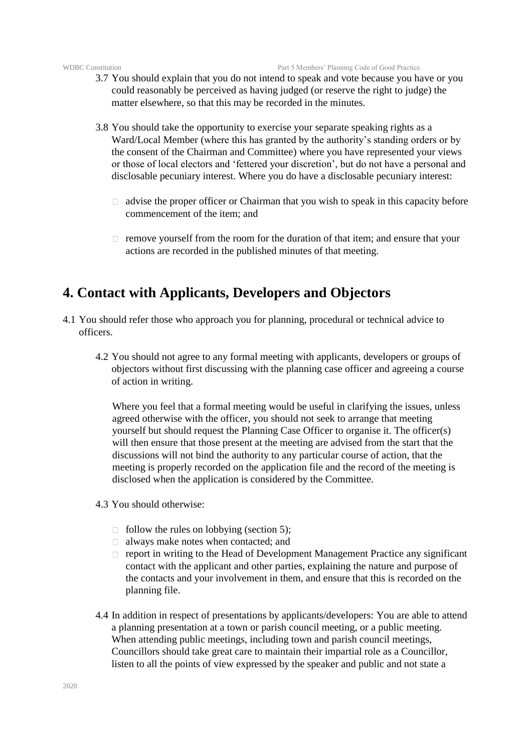3.7 You should explain that you do not intend to speak and vote because you have or you could reasonably be perceived as having judged (or reserve the right to judge) the matter elsewhere, so that this may be recorded in the minutes.

3.8 You should take the opportunity to exercise your separate speaking rights as a Ward/Local Member (where this has granted by the authority's standing orders or by the consent of the Chairman and Committee) where you have represented your views or those of local electors and 'fettered your discretion', but do not have a personal and disclosable pecuniary interest. Where you do have a disclosable pecuniary interest:

- advise the proper officer or Chairman that you wish to speak in this capacity before commencement of the item; and
- remove yourself from the room for the duration of that item; and ensure that your actions are recorded in the published minutes of that meeting.

## 4. Contact with Applicants, Developers and Objectors

4.1 You should refer those who approach you for planning, procedural or technical advice to officers.

4.2 You should not agree to any formal meeting with applicants, developers or groups of objectors without first discussing with the planning case officer and agreeing a course of action in writing.

Where you feel that a formal meeting would be useful in clarifying the issues, unless agreed otherwise with the officer, you should not seek to arrange that meeting yourself but should request the Planning Case Officer to organise it. The officer(s) will then ensure that those present at the meeting are advised from the start that the discussions will not bind the authority to any particular course of action, that the meeting is properly recorded on the application file and the record of the meeting is disclosed when the application is considered by the Committee.

4.3 You should otherwise:

- follow the rules on lobbying (section 5);
- always make notes when contacted; and
- report in writing to the Head of Development Management Practice any significant contact with the applicant and other parties, explaining the nature and purpose of the contacts and your involvement in them, and ensure that this is recorded on the planning file.

4.4 In addition in respect of presentations by applicants/developers: You are able to attend a planning presentation at a town or parish council meeting, or a public meeting. When attending public meetings, including town and parish council meetings, Councillors should take great care to maintain their impartial role as a Councillor, listen to all the points of view expressed by the speaker and public and not state a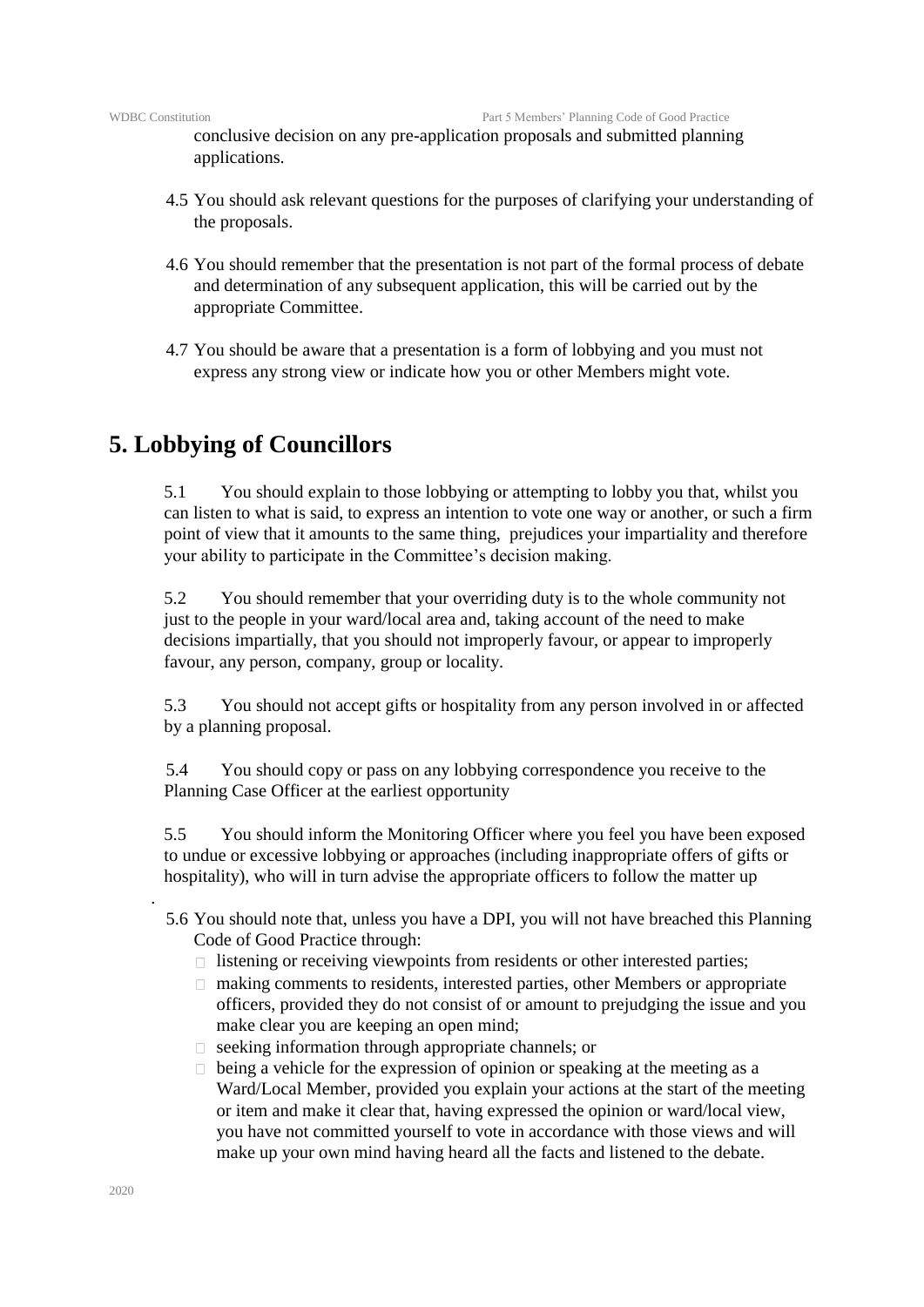conclusive decision on any pre-application proposals and submitted planning applications.

4.5 You should ask relevant questions for the purposes of clarifying your understanding of the proposals.

4.6 You should remember that the presentation is not part of the formal process of debate and determination of any subsequent application, this will be carried out by the appropriate Committee.

4.7 You should be aware that a presentation is a form of lobbying and you must not express any strong view or indicate how you or other Members might vote.

## 5. Lobbying of Councillors

5.1 You should explain to those lobbying or attempting to lobby you that, whilst you can listen to what is said, to express an intention to vote one way or another, or such a firm point of view that it amounts to the same thing, prejudices your impartiality and therefore your ability to participate in the Committee's decision making.

5.2 You should remember that your overriding duty is to the whole community not just to the people in your ward/local area and, taking account of the need to make decisions impartially, that you should not improperly favour, or appear to improperly favour, any person, company, group or locality.

5.3 You should not accept gifts or hospitality from any person involved in or affected by a planning proposal.

5.4 You should copy or pass on any lobbying correspondence you receive to the Planning Case Officer at the earliest opportunity

5.5 You should inform the Monitoring Officer where you feel you have been exposed to undue or excessive lobbying or approaches (including inappropriate offers of gifts or hospitality), who will in turn advise the appropriate officers to follow the matter up

.

5.6 You should note that, unless you have a DPI, you will not have breached this Planning Code of Good Practice through:

- listening or receiving viewpoints from residents or other interested parties;
- making comments to residents, interested parties, other Members or appropriate officers, provided they do not consist of or amount to prejudging the issue and you make clear you are keeping an open mind;
- seeking information through appropriate channels; or
- being a vehicle for the expression of opinion or speaking at the meeting as a Ward/Local Member, provided you explain your actions at the start of the meeting or item and make it clear that, having expressed the opinion or ward/local view, you have not committed yourself to vote in accordance with those views and will make up your own mind having heard all the facts and listened to the debate.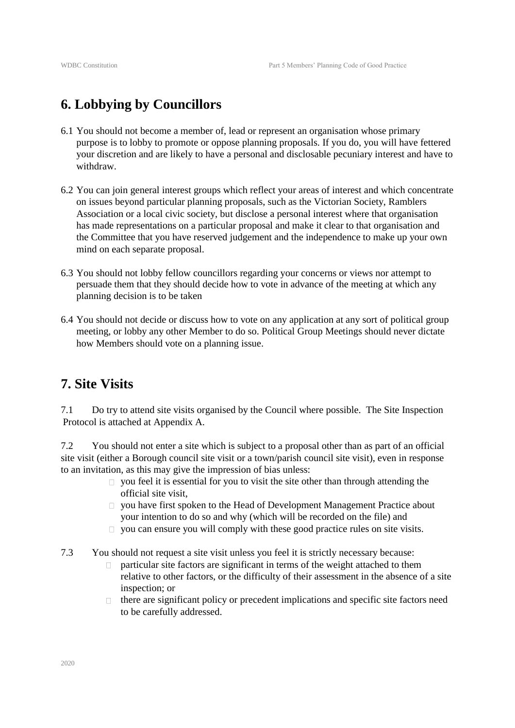## 6. Lobbying by Councillors

6.1 You should not become a member of, lead or represent an organisation whose primary purpose is to lobby to promote or oppose planning proposals. If you do, you will have fettered your discretion and are likely to have a personal and disclosable pecuniary interest and have to withdraw.

6.2 You can join general interest groups which reflect your areas of interest and which concentrate on issues beyond particular planning proposals, such as the Victorian Society, Ramblers Association or a local civic society, but disclose a personal interest where that organisation has made representations on a particular proposal and make it clear to that organisation and the Committee that you have reserved judgement and the independence to make up your own mind on each separate proposal.

6.3 You should not lobby fellow councillors regarding your concerns or views nor attempt to persuade them that they should decide how to vote in advance of the meeting at which any planning decision is to be taken

6.4 You should not decide or discuss how to vote on any application at any sort of political group meeting, or lobby any other Member to do so. Political Group Meetings should never dictate how Members should vote on a planning issue.

## 7. Site Visits

7.1 Do try to attend site visits organised by the Council where possible. The Site Inspection Protocol is attached at Appendix A.

7.2 You should not enter a site which is subject to a proposal other than as part of an official site visit (either a Borough council site visit or a town/parish council site visit), even in response to an invitation, as this may give the impression of bias unless:

- you feel it is essential for you to visit the site other than through attending the official site visit,
- you have first spoken to the Head of Development Management Practice about your intention to do so and why (which will be recorded on the file) and
- you can ensure you will comply with these good practice rules on site visits.

7.3 You should not request a site visit unless you feel it is strictly necessary because:

- particular site factors are significant in terms of the weight attached to them relative to other factors, or the difficulty of their assessment in the absence of a site inspection; or
- there are significant policy or precedent implications and specific site factors need to be carefully addressed.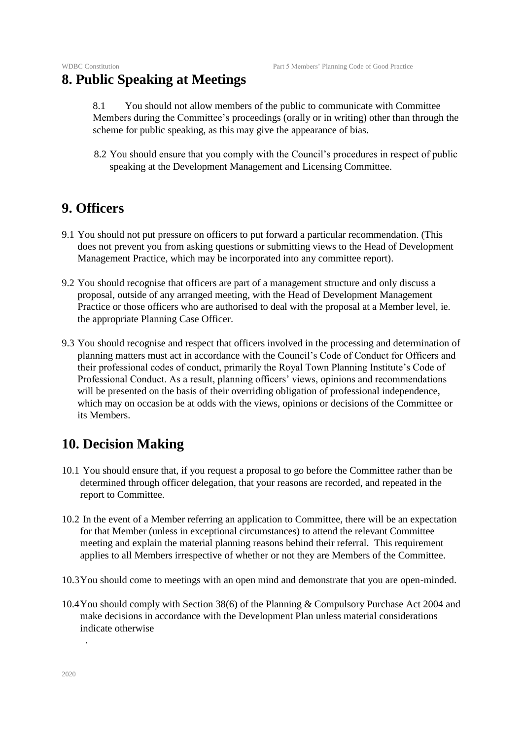## 8. Public Speaking at Meetings

8.1 You should not allow members of the public to communicate with Committee Members during the Committee's proceedings (orally or in writing) other than through the scheme for public speaking, as this may give the appearance of bias.

8.2 You should ensure that you comply with the Council's procedures in respect of public speaking at the Development Management and Licensing Committee.

## 9. Officers

9.1 You should not put pressure on officers to put forward a particular recommendation. (This does not prevent you from asking questions or submitting views to the Head of Development Management Practice, which may be incorporated into any committee report).

9.2 You should recognise that officers are part of a management structure and only discuss a proposal, outside of any arranged meeting, with the Head of Development Management Practice or those officers who are authorised to deal with the proposal at a Member level, ie. the appropriate Planning Case Officer.

9.3 You should recognise and respect that officers involved in the processing and determination of planning matters must act in accordance with the Council's Code of Conduct for Officers and their professional codes of conduct, primarily the Royal Town Planning Institute's Code of Professional Conduct. As a result, planning officers' views, opinions and recommendations will be presented on the basis of their overriding obligation of professional independence, which may on occasion be at odds with the views, opinions or decisions of the Committee or its Members.

## 10. Decision Making

10.1 You should ensure that, if you request a proposal to go before the Committee rather than be determined through officer delegation, that your reasons are recorded, and repeated in the report to Committee.

10.2 In the event of a Member referring an application to Committee, there will be an expectation for that Member (unless in exceptional circumstances) to attend the relevant Committee meeting and explain the material planning reasons behind their referral. This requirement applies to all Members irrespective of whether or not they are Members of the Committee.

10.3 You should come to meetings with an open mind and demonstrate that you are open-minded.

10.4 You should comply with Section 38(6) of the Planning & Compulsory Purchase Act 2004 and make decisions in accordance with the Development Plan unless material considerations indicate otherwise

.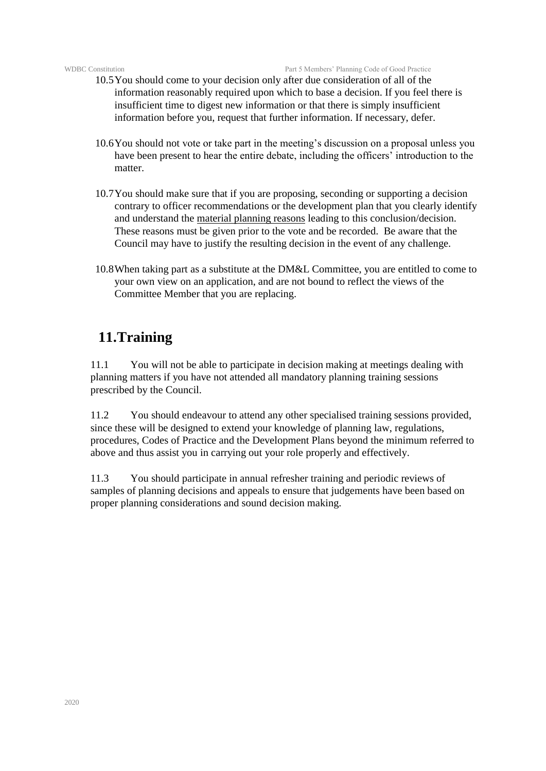10.5 You should come to your decision only after due consideration of all of the information reasonably required upon which to base a decision. If you feel there is insufficient time to digest new information or that there is simply insufficient information before you, request that further information. If necessary, defer.

10.6 You should not vote or take part in the meeting's discussion on a proposal unless you have been present to hear the entire debate, including the officers' introduction to the matter.

10.7 You should make sure that if you are proposing, seconding or supporting a decision contrary to officer recommendations or the development plan that you clearly identify and understand the material planning reasons leading to this conclusion/decision. These reasons must be given prior to the vote and be recorded. Be aware that the Council may have to justify the resulting decision in the event of any challenge.

10.8 When taking part as a substitute at the DM&L Committee, you are entitled to come to your own view on an application, and are not bound to reflect the views of the Committee Member that you are replacing.

## 11. Training

11.1 You will not be able to participate in decision making at meetings dealing with planning matters if you have not attended all mandatory planning training sessions prescribed by the Council.

11.2 You should endeavour to attend any other specialised training sessions provided, since these will be designed to extend your knowledge of planning law, regulations, procedures, Codes of Practice and the Development Plans beyond the minimum referred to above and thus assist you in carrying out your role properly and effectively.

11.3 You should participate in annual refresher training and periodic reviews of samples of planning decisions and appeals to ensure that judgements have been based on proper planning considerations and sound decision making.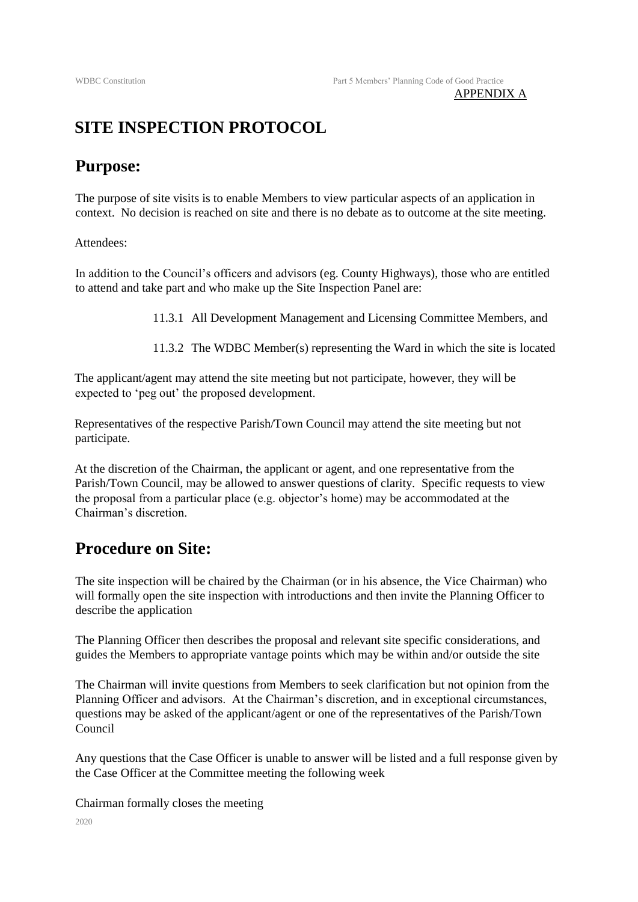APPENDIX A

# SITE INSPECTION PROTOCOL

## Purpose:

The purpose of site visits is to enable Members to view particular aspects of an application in context. No decision is reached on site and there is no debate as to outcome at the site meeting.

Attendees:

In addition to the Council's officers and advisors (eg. County Highways), those who are entitled to attend and take part and who make up the Site Inspection Panel are:

11.3.1 All Development Management and Licensing Committee Members, and

11.3.2 The WDBC Member(s) representing the Ward in which the site is located

The applicant/agent may attend the site meeting but not participate, however, they will be expected to 'peg out' the proposed development.

Representatives of the respective Parish/Town Council may attend the site meeting but not participate.

At the discretion of the Chairman, the applicant or agent, and one representative from the Parish/Town Council, may be allowed to answer questions of clarity. Specific requests to view the proposal from a particular place (e.g. objector's home) may be accommodated at the Chairman's discretion.

## Procedure on Site:

The site inspection will be chaired by the Chairman (or in his absence, the Vice Chairman) who will formally open the site inspection with introductions and then invite the Planning Officer to describe the application

The Planning Officer then describes the proposal and relevant site specific considerations, and guides the Members to appropriate vantage points which may be within and/or outside the site

The Chairman will invite questions from Members to seek clarification but not opinion from the Planning Officer and advisors. At the Chairman's discretion, and in exceptional circumstances, questions may be asked of the applicant/agent or one of the representatives of the Parish/Town Council

Any questions that the Case Officer is unable to answer will be listed and a full response given by the Case Officer at the Committee meeting the following week

Chairman formally closes the meeting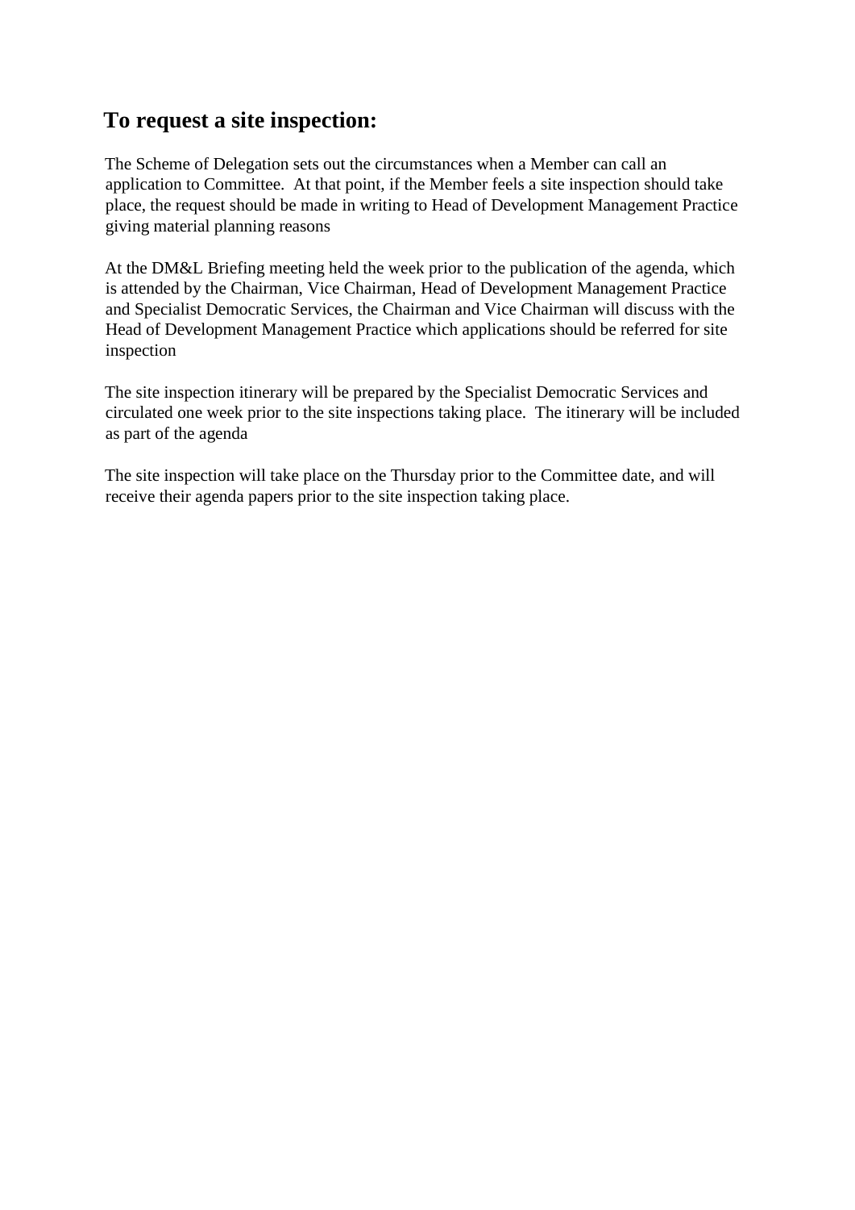## To request a site inspection:

The Scheme of Delegation sets out the circumstances when a Member can call an application to Committee.  At that point, if the Member feels a site inspection should take place, the request should be made in writing to Head of Development Management Practice giving material planning reasons

At the DM&L Briefing meeting held the week prior to the publication of the agenda, which is attended by the Chairman, Vice Chairman, Head of Development Management Practice and Specialist Democratic Services, the Chairman and Vice Chairman will discuss with the Head of Development Management Practice which applications should be referred for site inspection

The site inspection itinerary will be prepared by the Specialist Democratic Services and circulated one week prior to the site inspections taking place.  The itinerary will be included as part of the agenda

The site inspection will take place on the Thursday prior to the Committee date, and will receive their agenda papers prior to the site inspection taking place.